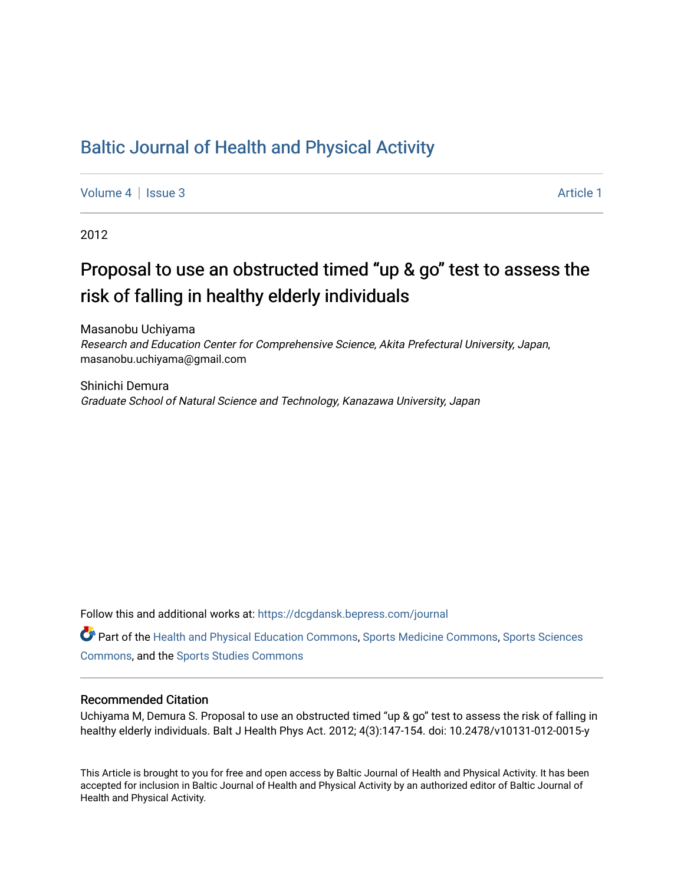# Baltic Journal of Health and Physical Activity

Volume 4 | Issue 3 Article 1

2012

## Proposal to use an obstructed timed "up & go" test to assess the risk of falling in healthy elderly individuals

Masanobu Uchiyama
*Research and Education Center for Comprehensive Science, Akita Prefectural University, Japan*, masanobu.uchiyama@gmail.com

Shinichi Demura
*Graduate School of Natural Science and Technology, Kanazawa University, Japan*

Follow this and additional works at: https://dcgdansk.bepress.com/journal

Part of the Health and Physical Education Commons, Sports Medicine Commons, Sports Sciences Commons, and the Sports Studies Commons

### Recommended Citation

Uchiyama M, Demura S. Proposal to use an obstructed timed "up & go" test to assess the risk of falling in healthy elderly individuals. Balt J Health Phys Act. 2012; 4(3):147-154. doi: 10.2478/v10131-012-0015-y

This Article is brought to you for free and open access by Baltic Journal of Health and Physical Activity. It has been accepted for inclusion in Baltic Journal of Health and Physical Activity by an authorized editor of Baltic Journal of Health and Physical Activity.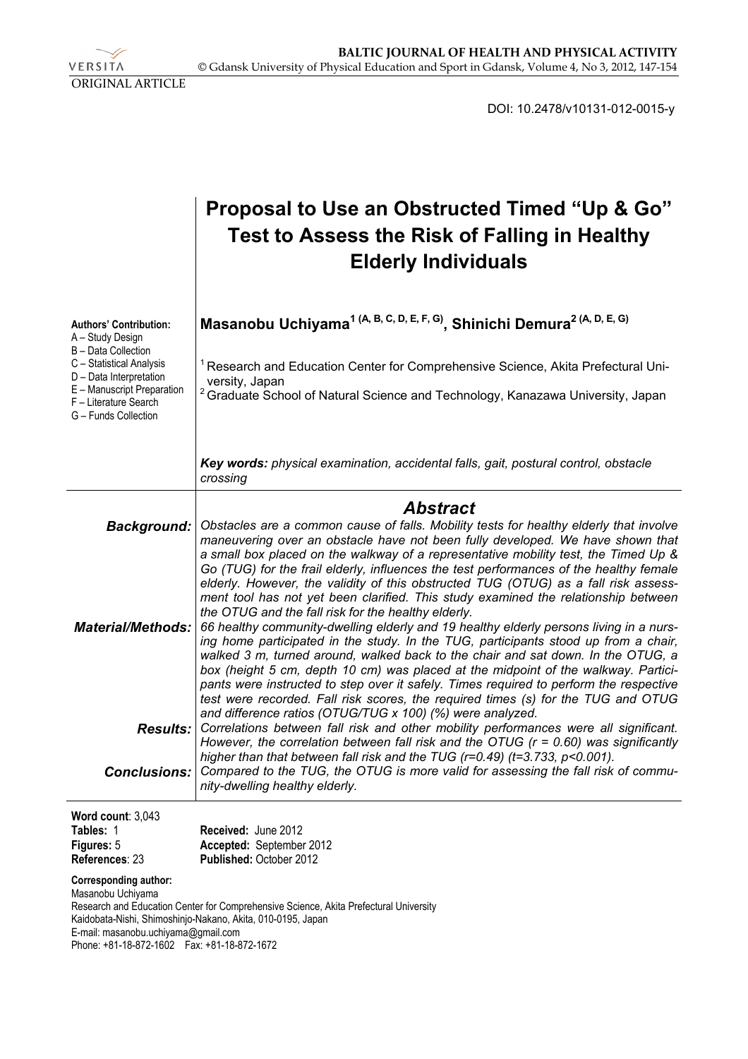ORIGINAL ARTICLE

DOI: 10.2478/v10131-012-0015-y

# Proposal to Use an Obstructed Timed "Up & Go" Test to Assess the Risk of Falling in Healthy Elderly Individuals

**Masanobu Uchiyama[1 (A, B, C, D, E, F, G)], Shinichi Demura[2 (A, D, E, G)]**

**Authors' Contribution:**
A – Study Design
B – Data Collection
C – Statistical Analysis
D – Data Interpretation
E – Manuscript Preparation
F – Literature Search
G – Funds Collection

[1] Research and Education Center for Comprehensive Science, Akita Prefectural University, Japan
[2] Graduate School of Natural Science and Technology, Kanazawa University, Japan

***Key words:*** *physical examination, accidental falls, gait, postural control, obstacle crossing*

## *Abstract*

***Background:*** *Obstacles are a common cause of falls. Mobility tests for healthy elderly that involve maneuvering over an obstacle have not been fully developed. We have shown that a small box placed on the walkway of a representative mobility test, the Timed Up & Go (TUG) for the frail elderly, influences the test performances of the healthy female elderly. However, the validity of this obstructed TUG (OTUG) as a fall risk assessment tool has not yet been clarified. This study examined the relationship between the OTUG and the fall risk for the healthy elderly.*

***Material/Methods:*** *66 healthy community-dwelling elderly and 19 healthy elderly persons living in a nursing home participated in the study. In the TUG, participants stood up from a chair, walked 3 m, turned around, walked back to the chair and sat down. In the OTUG, a box (height 5 cm, depth 10 cm) was placed at the midpoint of the walkway. Participants were instructed to step over it safely. Times required to perform the respective test were recorded. Fall risk scores, the required times (s) for the TUG and OTUG and difference ratios (OTUG/TUG x 100) (%) were analyzed.*

***Results:*** *Correlations between fall risk and other mobility performances were all significant. However, the correlation between fall risk and the OTUG (r = 0.60) was significantly higher than that between fall risk and the TUG (r=0.49) (t=3.733, p<0.001).*

***Conclusions:*** *Compared to the TUG, the OTUG is more valid for assessing the fall risk of community-dwelling healthy elderly.*

**Word count**: 3,043
**Tables:** 1
**Figures:** 5
**References**: 23

**Received:** June 2012
**Accepted:** September 2012
**Published:** October 2012

**Corresponding author:**
Masanobu Uchiyama
Research and Education Center for Comprehensive Science, Akita Prefectural University
Kaidobata-Nishi, Shimoshinjo-Nakano, Akita, 010-0195, Japan
E-mail: masanobu.uchiyama@gmail.com
Phone: +81-18-872-1602 Fax: +81-18-872-1672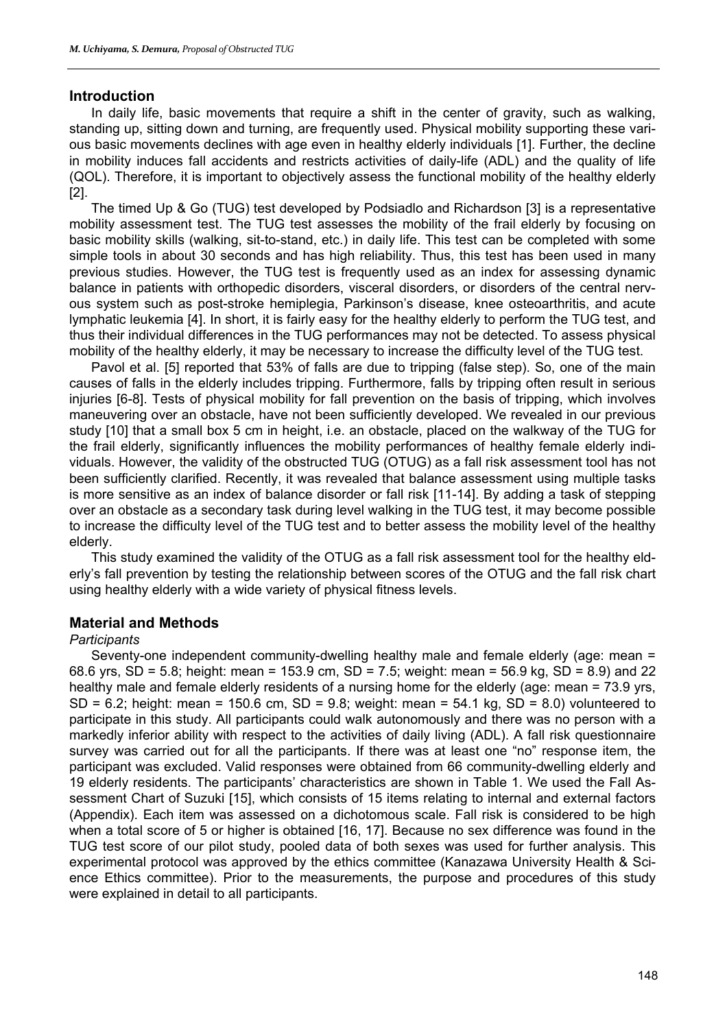## Introduction

In daily life, basic movements that require a shift in the center of gravity, such as walking, standing up, sitting down and turning, are frequently used. Physical mobility supporting these various basic movements declines with age even in healthy elderly individuals [1]. Further, the decline in mobility induces fall accidents and restricts activities of daily-life (ADL) and the quality of life (QOL). Therefore, it is important to objectively assess the functional mobility of the healthy elderly [2].

The timed Up & Go (TUG) test developed by Podsiadlo and Richardson [3] is a representative mobility assessment test. The TUG test assesses the mobility of the frail elderly by focusing on basic mobility skills (walking, sit-to-stand, etc.) in daily life. This test can be completed with some simple tools in about 30 seconds and has high reliability. Thus, this test has been used in many previous studies. However, the TUG test is frequently used as an index for assessing dynamic balance in patients with orthopedic disorders, visceral disorders, or disorders of the central nervous system such as post-stroke hemiplegia, Parkinson's disease, knee osteoarthritis, and acute lymphatic leukemia [4]. In short, it is fairly easy for the healthy elderly to perform the TUG test, and thus their individual differences in the TUG performances may not be detected. To assess physical mobility of the healthy elderly, it may be necessary to increase the difficulty level of the TUG test.

Pavol et al. [5] reported that 53% of falls are due to tripping (false step). So, one of the main causes of falls in the elderly includes tripping. Furthermore, falls by tripping often result in serious injuries [6-8]. Tests of physical mobility for fall prevention on the basis of tripping, which involves maneuvering over an obstacle, have not been sufficiently developed. We revealed in our previous study [10] that a small box 5 cm in height, i.e. an obstacle, placed on the walkway of the TUG for the frail elderly, significantly influences the mobility performances of healthy female elderly individuals. However, the validity of the obstructed TUG (OTUG) as a fall risk assessment tool has not been sufficiently clarified. Recently, it was revealed that balance assessment using multiple tasks is more sensitive as an index of balance disorder or fall risk [11-14]. By adding a task of stepping over an obstacle as a secondary task during level walking in the TUG test, it may become possible to increase the difficulty level of the TUG test and to better assess the mobility level of the healthy elderly.

This study examined the validity of the OTUG as a fall risk assessment tool for the healthy elderly's fall prevention by testing the relationship between scores of the OTUG and the fall risk chart using healthy elderly with a wide variety of physical fitness levels.

## Material and Methods

### *Participants*

Seventy-one independent community-dwelling healthy male and female elderly (age: mean = 68.6 yrs, SD = 5.8; height: mean = 153.9 cm, SD = 7.5; weight: mean = 56.9 kg, SD = 8.9) and 22 healthy male and female elderly residents of a nursing home for the elderly (age: mean = 73.9 yrs, SD = 6.2; height: mean = 150.6 cm, SD = 9.8; weight: mean = 54.1 kg, SD = 8.0) volunteered to participate in this study. All participants could walk autonomously and there was no person with a markedly inferior ability with respect to the activities of daily living (ADL). A fall risk questionnaire survey was carried out for all the participants. If there was at least one "no" response item, the participant was excluded. Valid responses were obtained from 66 community-dwelling elderly and 19 elderly residents. The participants' characteristics are shown in Table 1. We used the Fall Assessment Chart of Suzuki [15], which consists of 15 items relating to internal and external factors (Appendix). Each item was assessed on a dichotomous scale. Fall risk is considered to be high when a total score of 5 or higher is obtained [16, 17]. Because no sex difference was found in the TUG test score of our pilot study, pooled data of both sexes was used for further analysis. This experimental protocol was approved by the ethics committee (Kanazawa University Health & Science Ethics committee). Prior to the measurements, the purpose and procedures of this study were explained in detail to all participants.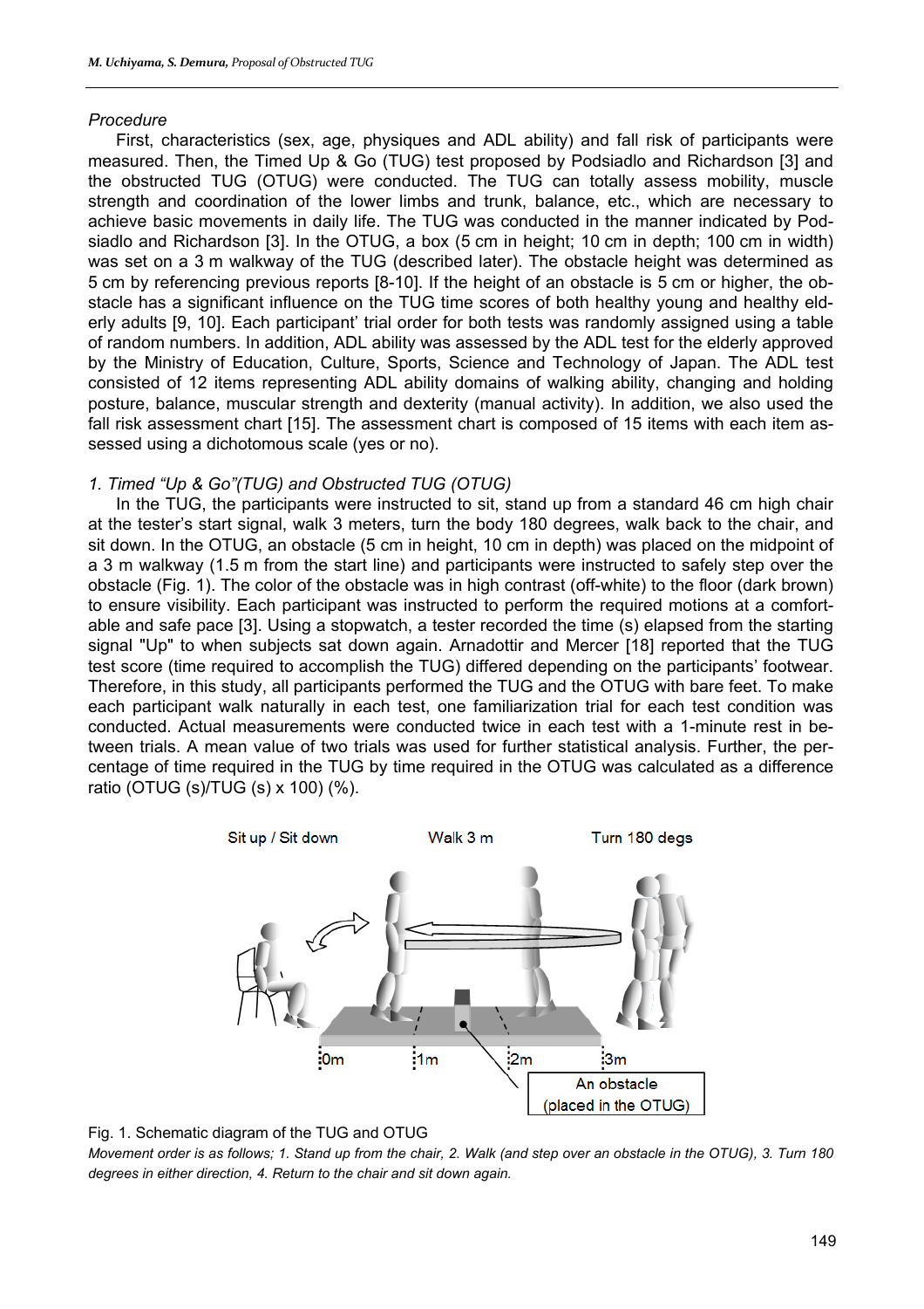*Procedure*

First, characteristics (sex, age, physiques and ADL ability) and fall risk of participants were measured. Then, the Timed Up & Go (TUG) test proposed by Podsiadlo and Richardson [3] and the obstructed TUG (OTUG) were conducted. The TUG can totally assess mobility, muscle strength and coordination of the lower limbs and trunk, balance, etc., which are necessary to achieve basic movements in daily life. The TUG was conducted in the manner indicated by Podsiadlo and Richardson [3]. In the OTUG, a box (5 cm in height; 10 cm in depth; 100 cm in width) was set on a 3 m walkway of the TUG (described later). The obstacle height was determined as 5 cm by referencing previous reports [8-10]. If the height of an obstacle is 5 cm or higher, the obstacle has a significant influence on the TUG time scores of both healthy young and healthy elderly adults [9, 10]. Each participant' trial order for both tests was randomly assigned using a table of random numbers. In addition, ADL ability was assessed by the ADL test for the elderly approved by the Ministry of Education, Culture, Sports, Science and Technology of Japan. The ADL test consisted of 12 items representing ADL ability domains of walking ability, changing and holding posture, balance, muscular strength and dexterity (manual activity). In addition, we also used the fall risk assessment chart [15]. The assessment chart is composed of 15 items with each item assessed using a dichotomous scale (yes or no).

*1. Timed "Up & Go"(TUG) and Obstructed TUG (OTUG)*

In the TUG, the participants were instructed to sit, stand up from a standard 46 cm high chair at the tester's start signal, walk 3 meters, turn the body 180 degrees, walk back to the chair, and sit down. In the OTUG, an obstacle (5 cm in height, 10 cm in depth) was placed on the midpoint of a 3 m walkway (1.5 m from the start line) and participants were instructed to safely step over the obstacle (Fig. 1). The color of the obstacle was in high contrast (off-white) to the floor (dark brown) to ensure visibility. Each participant was instructed to perform the required motions at a comfortable and safe pace [3]. Using a stopwatch, a tester recorded the time (s) elapsed from the starting signal "Up" to when subjects sat down again. Arnadottir and Mercer [18] reported that the TUG test score (time required to accomplish the TUG) differed depending on the participants' footwear. Therefore, in this study, all participants performed the TUG and the OTUG with bare feet. To make each participant walk naturally in each test, one familiarization trial for each test condition was conducted. Actual measurements were conducted twice in each test with a 1-minute rest in between trials. A mean value of two trials was used for further statistical analysis. Further, the percentage of time required in the TUG by time required in the OTUG was calculated as a difference ratio (OTUG (s)/TUG (s) x 100) (%).

Fig. 1. Schematic diagram of the TUG and OTUG

*Movement order is as follows; 1. Stand up from the chair, 2. Walk (and step over an obstacle in the OTUG), 3. Turn 180 degrees in either direction, 4. Return to the chair and sit down again.*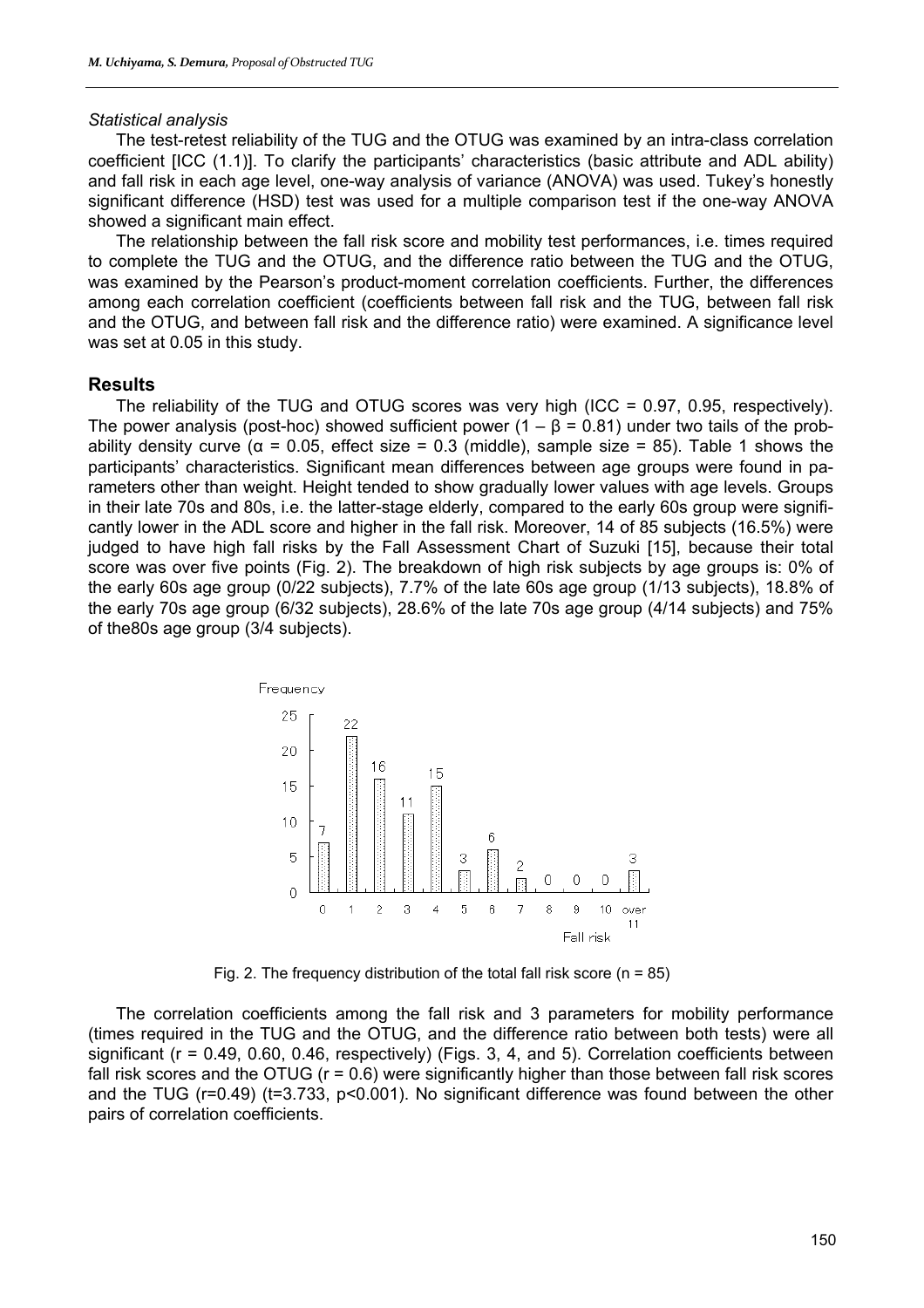*Statistical analysis*

The test-retest reliability of the TUG and the OTUG was examined by an intra-class correlation coefficient [ICC (1.1)]. To clarify the participants' characteristics (basic attribute and ADL ability) and fall risk in each age level, one-way analysis of variance (ANOVA) was used. Tukey's honestly significant difference (HSD) test was used for a multiple comparison test if the one-way ANOVA showed a significant main effect.

The relationship between the fall risk score and mobility test performances, i.e. times required to complete the TUG and the OTUG, and the difference ratio between the TUG and the OTUG, was examined by the Pearson's product-moment correlation coefficients. Further, the differences among each correlation coefficient (coefficients between fall risk and the TUG, between fall risk and the OTUG, and between fall risk and the difference ratio) were examined. A significance level was set at 0.05 in this study.

## Results

The reliability of the TUG and OTUG scores was very high (ICC = 0.97, 0.95, respectively). The power analysis (post-hoc) showed sufficient power ($1 - \beta = 0.81$) under two tails of the probability density curve ($\alpha = 0.05$, effect size = 0.3 (middle), sample size = 85). Table 1 shows the participants' characteristics. Significant mean differences between age groups were found in parameters other than weight. Height tended to show gradually lower values with age levels. Groups in their late 70s and 80s, i.e. the latter-stage elderly, compared to the early 60s group were significantly lower in the ADL score and higher in the fall risk. Moreover, 14 of 85 subjects (16.5%) were judged to have high fall risks by the Fall Assessment Chart of Suzuki [15], because their total score was over five points (Fig. 2). The breakdown of high risk subjects by age groups is: 0% of the early 60s age group (0/22 subjects), 7.7% of the late 60s age group (1/13 subjects), 18.8% of the early 70s age group (6/32 subjects), 28.6% of the late 70s age group (4/14 subjects) and 75% of the80s age group (3/4 subjects).

Fig. 2. The frequency distribution of the total fall risk score (n = 85)

The correlation coefficients among the fall risk and 3 parameters for mobility performance (times required in the TUG and the OTUG, and the difference ratio between both tests) were all significant ($r = 0.49$, 0.60, 0.46, respectively) (Figs. 3, 4, and 5). Correlation coefficients between fall risk scores and the OTUG ($r = 0.6$) were significantly higher than those between fall risk scores and the TUG ($r=0.49$) ($t=3.733$, $p<0.001$). No significant difference was found between the other pairs of correlation coefficients.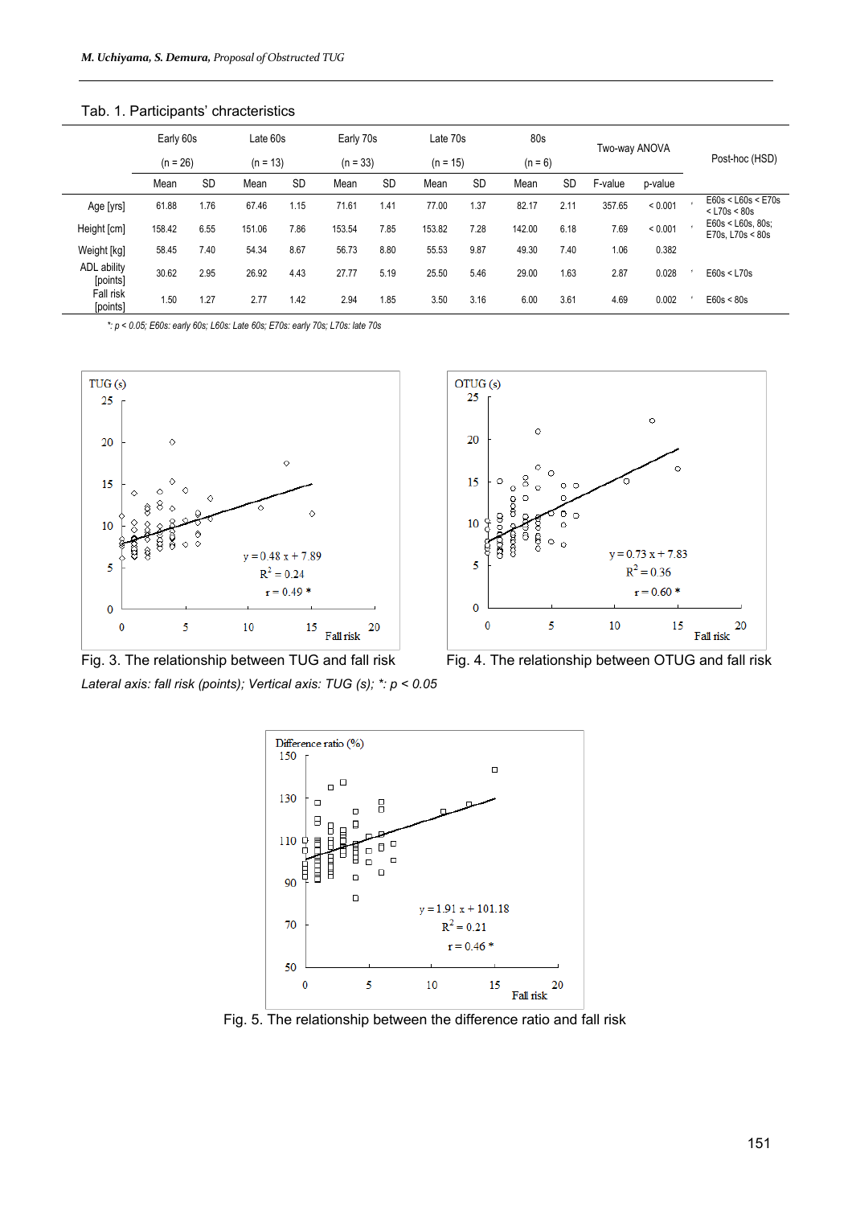Tab. 1. Participants' chracteristics

| | Early 60s | | Late 60s | | Early 70s | | Late 70s | | 80s | | Two-way ANOVA | | | Post-hoc (HSD) |
|---|---|---|---|---|---|---|---|---|---|---|---|---|---|---|
| | (n = 26) | | (n = 13) | | (n = 33) | | (n = 15) | | (n = 6) | | | | | |
| | Mean | SD | Mean | SD | Mean | SD | Mean | SD | Mean | SD | F-value | p-value | | |
| Age [yrs] | 61.88 | 1.76 | 67.46 | 1.15 | 71.61 | 1.41 | 77.00 | 1.37 | 82.17 | 2.11 | 357.65 | < 0.001 | * | E60s < L60s < E70s < L70s < 80s |
| Height [cm] | 158.42 | 6.55 | 151.06 | 7.86 | 153.54 | 7.85 | 153.82 | 7.28 | 142.00 | 6.18 | 7.69 | < 0.001 | * | E60s < L60s, 80s; E70s, L70s < 80s |
| Weight [kg] | 58.45 | 7.40 | 54.34 | 8.67 | 56.73 | 8.80 | 55.53 | 9.87 | 49.30 | 7.40 | 1.06 | 0.382 | | |
| ADL ability [points] | 30.62 | 2.95 | 26.92 | 4.43 | 27.77 | 5.19 | 25.50 | 5.46 | 29.00 | 1.63 | 2.87 | 0.028 | * | E60s < L70s |
| Fall risk [points] | 1.50 | 1.27 | 2.77 | 1.42 | 2.94 | 1.85 | 3.50 | 3.16 | 6.00 | 3.61 | 4.69 | 0.002 | * | E60s < 80s |

*: $p < 0.05$; E60s: early 60s; L60s: Late 60s; E70s: early 70s; L70s: late 70s

Fig. 3. The relationship between TUG and fall risk

Fig. 4. The relationship between OTUG and fall risk

*Lateral axis: fall risk (points); Vertical axis: TUG (s); *: $p < 0.05$*

Fig. 5. The relationship between the difference ratio and fall risk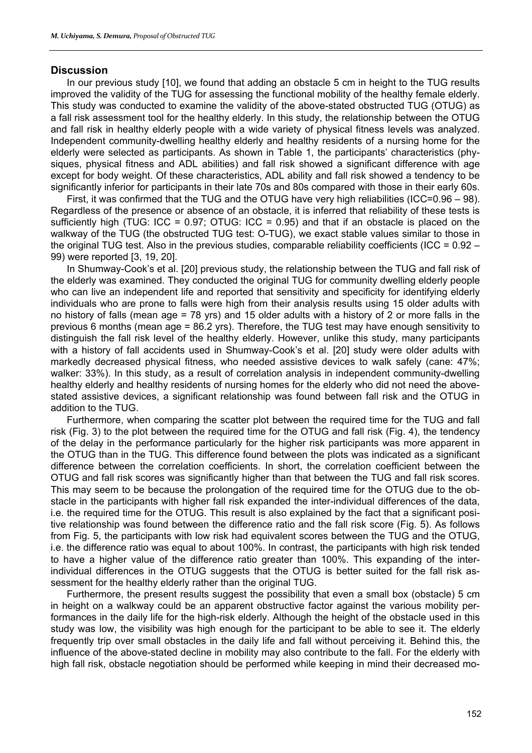## Discussion

In our previous study [10], we found that adding an obstacle 5 cm in height to the TUG results improved the validity of the TUG for assessing the functional mobility of the healthy female elderly. This study was conducted to examine the validity of the above-stated obstructed TUG (OTUG) as a fall risk assessment tool for the healthy elderly. In this study, the relationship between the OTUG and fall risk in healthy elderly people with a wide variety of physical fitness levels was analyzed. Independent community-dwelling healthy elderly and healthy residents of a nursing home for the elderly were selected as participants. As shown in Table 1, the participants' characteristics (physiques, physical fitness and ADL abilities) and fall risk showed a significant difference with age except for body weight. Of these characteristics, ADL ability and fall risk showed a tendency to be significantly inferior for participants in their late 70s and 80s compared with those in their early 60s.

First, it was confirmed that the TUG and the OTUG have very high reliabilities (ICC=0.96 – 98). Regardless of the presence or absence of an obstacle, it is inferred that reliability of these tests is sufficiently high (TUG: ICC = 0.97; OTUG: ICC = 0.95) and that if an obstacle is placed on the walkway of the TUG (the obstructed TUG test: O-TUG), we exact stable values similar to those in the original TUG test. Also in the previous studies, comparable reliability coefficients (ICC = 0.92 – 99) were reported [3, 19, 20].

In Shumway-Cook's et al. [20] previous study, the relationship between the TUG and fall risk of the elderly was examined. They conducted the original TUG for community dwelling elderly people who can live an independent life and reported that sensitivity and specificity for identifying elderly individuals who are prone to falls were high from their analysis results using 15 older adults with no history of falls (mean age = 78 yrs) and 15 older adults with a history of 2 or more falls in the previous 6 months (mean age = 86.2 yrs). Therefore, the TUG test may have enough sensitivity to distinguish the fall risk level of the healthy elderly. However, unlike this study, many participants with a history of fall accidents used in Shumway-Cook's et al. [20] study were older adults with markedly decreased physical fitness, who needed assistive devices to walk safely (cane: 47%; walker: 33%). In this study, as a result of correlation analysis in independent community-dwelling healthy elderly and healthy residents of nursing homes for the elderly who did not need the above-stated assistive devices, a significant relationship was found between fall risk and the OTUG in addition to the TUG.

Furthermore, when comparing the scatter plot between the required time for the TUG and fall risk (Fig. 3) to the plot between the required time for the OTUG and fall risk (Fig. 4), the tendency of the delay in the performance particularly for the higher risk participants was more apparent in the OTUG than in the TUG. This difference found between the plots was indicated as a significant difference between the correlation coefficients. In short, the correlation coefficient between the OTUG and fall risk scores was significantly higher than that between the TUG and fall risk scores. This may seem to be because the prolongation of the required time for the OTUG due to the obstacle in the participants with higher fall risk expanded the inter-individual differences of the data, i.e. the required time for the OTUG. This result is also explained by the fact that a significant positive relationship was found between the difference ratio and the fall risk score (Fig. 5). As follows from Fig. 5, the participants with low risk had equivalent scores between the TUG and the OTUG, i.e. the difference ratio was equal to about 100%. In contrast, the participants with high risk tended to have a higher value of the difference ratio greater than 100%. This expanding of the inter-individual differences in the OTUG suggests that the OTUG is better suited for the fall risk assessment for the healthy elderly rather than the original TUG.

Furthermore, the present results suggest the possibility that even a small box (obstacle) 5 cm in height on a walkway could be an apparent obstructive factor against the various mobility performances in the daily life for the high-risk elderly. Although the height of the obstacle used in this study was low, the visibility was high enough for the participant to be able to see it. The elderly frequently trip over small obstacles in the daily life and fall without perceiving it. Behind this, the influence of the above-stated decline in mobility may also contribute to the fall. For the elderly with high fall risk, obstacle negotiation should be performed while keeping in mind their decreased mo-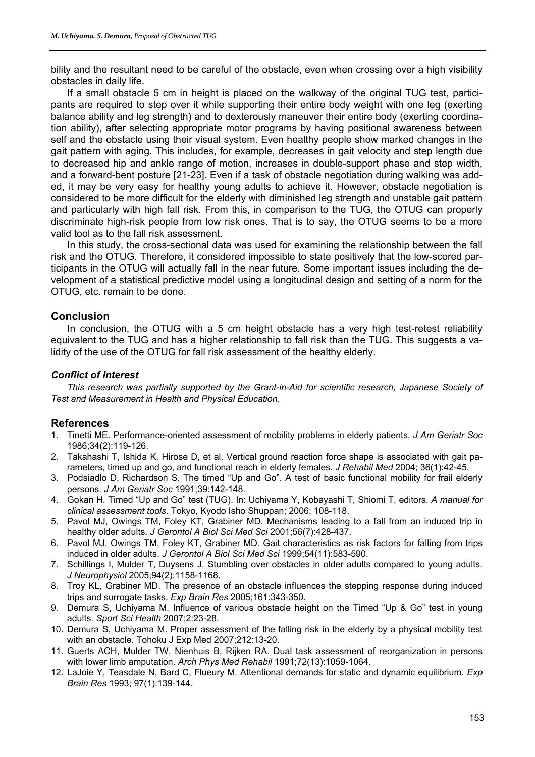bility and the resultant need to be careful of the obstacle, even when crossing over a high visibility obstacles in daily life.

If a small obstacle 5 cm in height is placed on the walkway of the original TUG test, participants are required to step over it while supporting their entire body weight with one leg (exerting balance ability and leg strength) and to dexterously maneuver their entire body (exerting coordination ability), after selecting appropriate motor programs by having positional awareness between self and the obstacle using their visual system. Even healthy people show marked changes in the gait pattern with aging. This includes, for example, decreases in gait velocity and step length due to decreased hip and ankle range of motion, increases in double-support phase and step width, and a forward-bent posture [21-23]. Even if a task of obstacle negotiation during walking was added, it may be very easy for healthy young adults to achieve it. However, obstacle negotiation is considered to be more difficult for the elderly with diminished leg strength and unstable gait pattern and particularly with high fall risk. From this, in comparison to the TUG, the OTUG can properly discriminate high-risk people from low risk ones. That is to say, the OTUG seems to be a more valid tool as to the fall risk assessment.

In this study, the cross-sectional data was used for examining the relationship between the fall risk and the OTUG. Therefore, it considered impossible to state positively that the low-scored participants in the OTUG will actually fall in the near future. Some important issues including the development of a statistical predictive model using a longitudinal design and setting of a norm for the OTUG, etc. remain to be done.

## Conclusion

In conclusion, the OTUG with a 5 cm height obstacle has a very high test-retest reliability equivalent to the TUG and has a higher relationship to fall risk than the TUG. This suggests a validity of the use of the OTUG for fall risk assessment of the healthy elderly.

### *Conflict of Interest*

*This research was partially supported by the Grant-in-Aid for scientific research, Japanese Society of Test and Measurement in Health and Physical Education.*

## References

1. Tinetti ME. Performance-oriented assessment of mobility problems in elderly patients. *J Am Geriatr Soc* 1986;34(2):119-126.
2. Takahashi T, Ishida K, Hirose D, et al. Vertical ground reaction force shape is associated with gait parameters, timed up and go, and functional reach in elderly females. *J Rehabil Med* 2004; 36(1):42-45.
3. Podsiadlo D, Richardson S. The timed "Up and Go". A test of basic functional mobility for frail elderly persons. *J Am Geriatr Soc* 1991;39:142-148.
4. Gokan H. Timed "Up and Go" test (TUG). In: Uchiyama Y, Kobayashi T, Shiomi T, editors. *A manual for clinical assessment tools*. Tokyo, Kyodo Isho Shuppan; 2006: 108-118.
5. Pavol MJ, Owings TM, Foley KT, Grabiner MD. Mechanisms leading to a fall from an induced trip in healthy older adults. *J Gerontol A Biol Sci Med Sci* 2001;56(7):428-437.
6. Pavol MJ, Owings TM, Foley KT, Grabiner MD. Gait characteristics as risk factors for falling from trips induced in older adults. *J Gerontol A Biol Sci Med Sci* 1999;54(11):583-590.
7. Schillings I, Mulder T, Duysens J. Stumbling over obstacles in older adults compared to young adults. *J Neurophysiol* 2005;94(2):1158-1168.
8. Troy KL, Grabiner MD. The presence of an obstacle influences the stepping response during induced trips and surrogate tasks. *Exp Brain Res* 2005;161:343-350.
9. Demura S, Uchiyama M. Influence of various obstacle height on the Timed "Up & Go" test in young adults. *Sport Sci Health* 2007;2:23-28.
10. Demura S, Uchiyama M. Proper assessment of the falling risk in the elderly by a physical mobility test with an obstacle. Tohoku J Exp Med 2007;212:13-20.
11. Guerts ACH, Mulder TW, Nienhuis B, Rijken RA. Dual task assessment of reorganization in persons with lower limb amputation. *Arch Phys Med Rehabil* 1991;72(13):1059-1064.
12. LaJoie Y, Teasdale N, Bard C, Flueury M. Attentional demands for static and dynamic equilibrium. *Exp Brain Res* 1993; 97(1):139-144.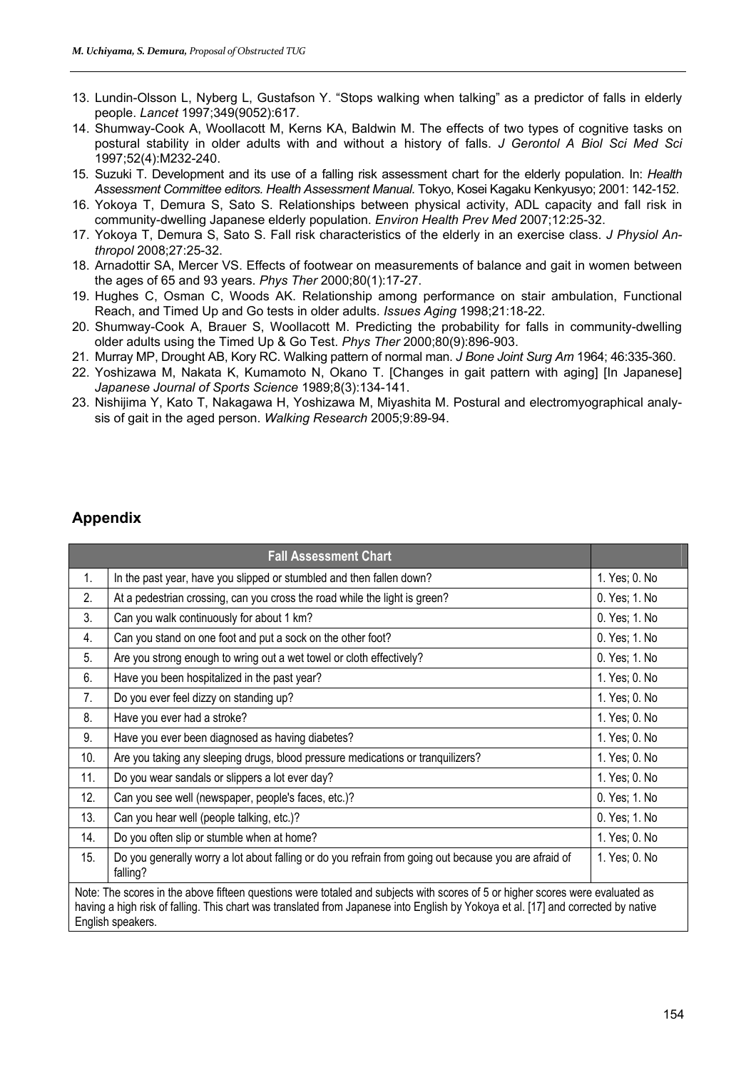13. Lundin-Olsson L, Nyberg L, Gustafson Y. "Stops walking when talking" as a predictor of falls in elderly people. *Lancet* 1997;349(9052):617.
14. Shumway-Cook A, Woollacott M, Kerns KA, Baldwin M. The effects of two types of cognitive tasks on postural stability in older adults with and without a history of falls. *J Gerontol A Biol Sci Med Sci* 1997;52(4):M232-240.
15. Suzuki T. Development and its use of a falling risk assessment chart for the elderly population. In: *Health Assessment Committee editors. Health Assessment Manual.* Tokyo, Kosei Kagaku Kenkyusyo; 2001: 142-152.
16. Yokoya T, Demura S, Sato S. Relationships between physical activity, ADL capacity and fall risk in community-dwelling Japanese elderly population. *Environ Health Prev Med* 2007;12:25-32.
17. Yokoya T, Demura S, Sato S. Fall risk characteristics of the elderly in an exercise class. *J Physiol Anthropol* 2008;27:25-32.
18. Arnadottir SA, Mercer VS. Effects of footwear on measurements of balance and gait in women between the ages of 65 and 93 years. *Phys Ther* 2000;80(1):17-27.
19. Hughes C, Osman C, Woods AK. Relationship among performance on stair ambulation, Functional Reach, and Timed Up and Go tests in older adults. *Issues Aging* 1998;21:18-22.
20. Shumway-Cook A, Brauer S, Woollacott M. Predicting the probability for falls in community-dwelling older adults using the Timed Up & Go Test. *Phys Ther* 2000;80(9):896-903.
21. Murray MP, Drought AB, Kory RC. Walking pattern of normal man. *J Bone Joint Surg Am* 1964; 46:335-360.
22. Yoshizawa M, Nakata K, Kumamoto N, Okano T. [Changes in gait pattern with aging] [In Japanese] *Japanese Journal of Sports Science* 1989;8(3):134-141.
23. Nishijima Y, Kato T, Nakagawa H, Yoshizawa M, Miyashita M. Postural and electromyographical analysis of gait in the aged person. *Walking Research* 2005;9:89-94.

## Appendix

| | Fall Assessment Chart | |
|---|---|---|
| 1. | In the past year, have you slipped or stumbled and then fallen down? | 1. Yes; 0. No |
| 2. | At a pedestrian crossing, can you cross the road while the light is green? | 0. Yes; 1. No |
| 3. | Can you walk continuously for about 1 km? | 0. Yes; 1. No |
| 4. | Can you stand on one foot and put a sock on the other foot? | 0. Yes; 1. No |
| 5. | Are you strong enough to wring out a wet towel or cloth effectively? | 0. Yes; 1. No |
| 6. | Have you been hospitalized in the past year? | 1. Yes; 0. No |
| 7. | Do you ever feel dizzy on standing up? | 1. Yes; 0. No |
| 8. | Have you ever had a stroke? | 1. Yes; 0. No |
| 9. | Have you ever been diagnosed as having diabetes? | 1. Yes; 0. No |
| 10. | Are you taking any sleeping drugs, blood pressure medications or tranquilizers? | 1. Yes; 0. No |
| 11. | Do you wear sandals or slippers a lot ever day? | 1. Yes; 0. No |
| 12. | Can you see well (newspaper, people's faces, etc.)? | 0. Yes; 1. No |
| 13. | Can you hear well (people talking, etc.)? | 0. Yes; 1. No |
| 14. | Do you often slip or stumble when at home? | 1. Yes; 0. No |
| 15. | Do you generally worry a lot about falling or do you refrain from going out because you are afraid of falling? | 1. Yes; 0. No |

Note: The scores in the above fifteen questions were totaled and subjects with scores of 5 or higher scores were evaluated as having a high risk of falling. This chart was translated from Japanese into English by Yokoya et al. [17] and corrected by native English speakers.